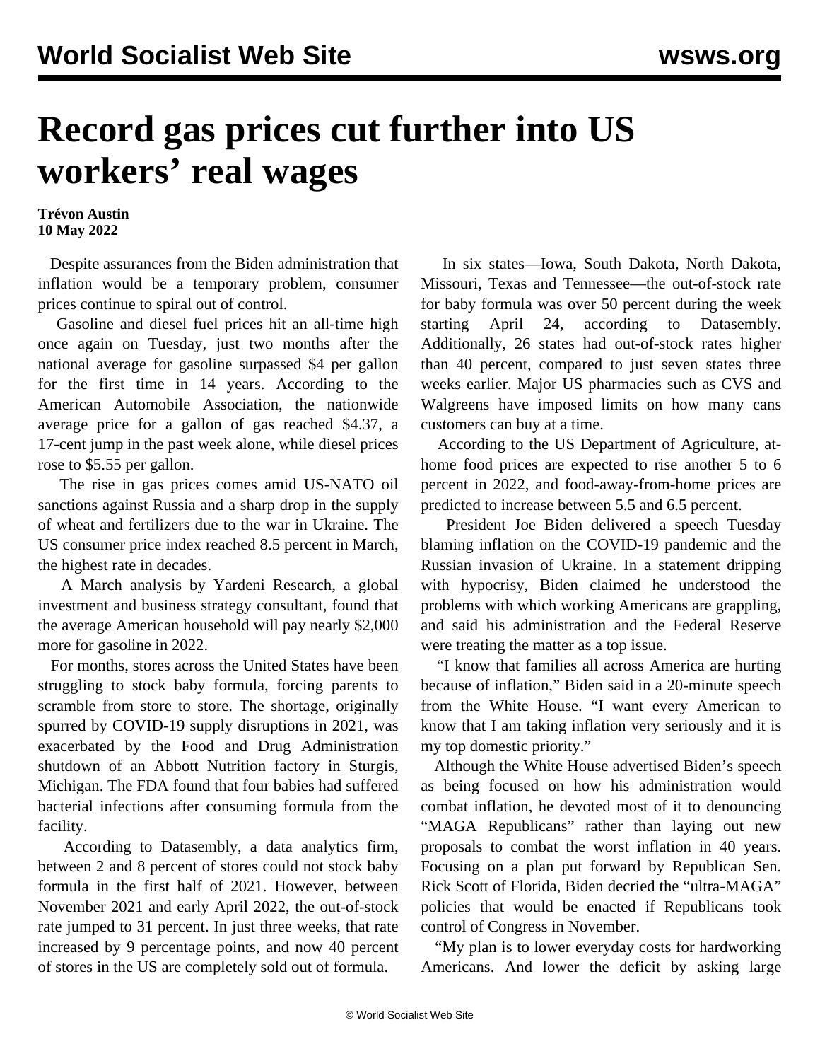# Record gas prices cut further into US workers' real wages

**Trévon Austin**
**10 May 2022**

Despite assurances from the Biden administration that inflation would be a temporary problem, consumer prices continue to spiral out of control.

Gasoline and diesel fuel prices hit an all-time high once again on Tuesday, just two months after the national average for gasoline surpassed $4 per gallon for the first time in 14 years. According to the American Automobile Association, the nationwide average price for a gallon of gas reached $4.37, a 17-cent jump in the past week alone, while diesel prices rose to $5.55 per gallon.

The rise in gas prices comes amid US-NATO oil sanctions against Russia and a sharp drop in the supply of wheat and fertilizers due to the war in Ukraine. The US consumer price index reached 8.5 percent in March, the highest rate in decades.

A March analysis by Yardeni Research, a global investment and business strategy consultant, found that the average American household will pay nearly $2,000 more for gasoline in 2022.

For months, stores across the United States have been struggling to stock baby formula, forcing parents to scramble from store to store. The shortage, originally spurred by COVID-19 supply disruptions in 2021, was exacerbated by the Food and Drug Administration shutdown of an Abbott Nutrition factory in Sturgis, Michigan. The FDA found that four babies had suffered bacterial infections after consuming formula from the facility.

According to Datasembly, a data analytics firm, between 2 and 8 percent of stores could not stock baby formula in the first half of 2021. However, between November 2021 and early April 2022, the out-of-stock rate jumped to 31 percent. In just three weeks, that rate increased by 9 percentage points, and now 40 percent of stores in the US are completely sold out of formula.

In six states—Iowa, South Dakota, North Dakota, Missouri, Texas and Tennessee—the out-of-stock rate for baby formula was over 50 percent during the week starting April 24, according to Datasembly. Additionally, 26 states had out-of-stock rates higher than 40 percent, compared to just seven states three weeks earlier. Major US pharmacies such as CVS and Walgreens have imposed limits on how many cans customers can buy at a time.

According to the US Department of Agriculture, at-home food prices are expected to rise another 5 to 6 percent in 2022, and food-away-from-home prices are predicted to increase between 5.5 and 6.5 percent.

President Joe Biden delivered a speech Tuesday blaming inflation on the COVID-19 pandemic and the Russian invasion of Ukraine. In a statement dripping with hypocrisy, Biden claimed he understood the problems with which working Americans are grappling, and said his administration and the Federal Reserve were treating the matter as a top issue.

"I know that families all across America are hurting because of inflation," Biden said in a 20-minute speech from the White House. "I want every American to know that I am taking inflation very seriously and it is my top domestic priority."

Although the White House advertised Biden's speech as being focused on how his administration would combat inflation, he devoted most of it to denouncing "MAGA Republicans" rather than laying out new proposals to combat the worst inflation in 40 years. Focusing on a plan put forward by Republican Sen. Rick Scott of Florida, Biden decried the "ultra-MAGA" policies that would be enacted if Republicans took control of Congress in November.

"My plan is to lower everyday costs for hardworking Americans. And lower the deficit by asking large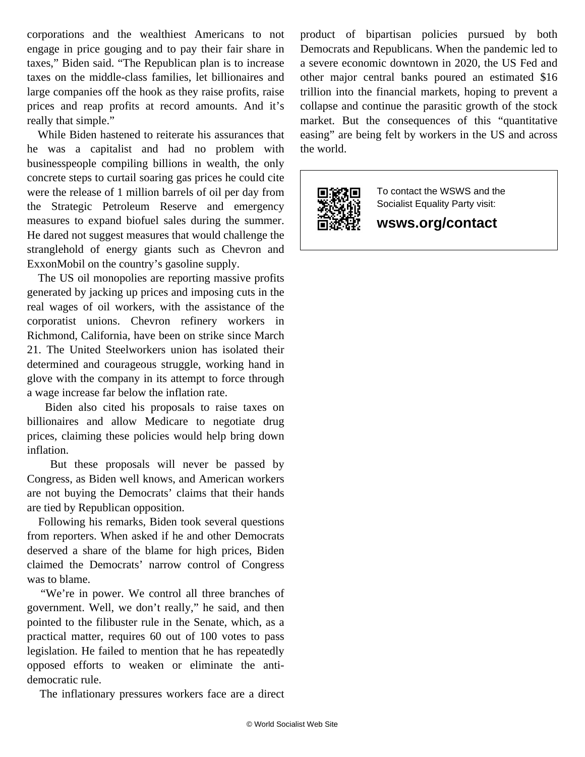corporations and the wealthiest Americans to not engage in price gouging and to pay their fair share in taxes," Biden said. "The Republican plan is to increase taxes on the middle-class families, let billionaires and large companies off the hook as they raise profits, raise prices and reap profits at record amounts. And it's really that simple."

While Biden hastened to reiterate his assurances that he was a capitalist and had no problem with businesspeople compiling billions in wealth, the only concrete steps to curtail soaring gas prices he could cite were the release of 1 million barrels of oil per day from the Strategic Petroleum Reserve and emergency measures to expand biofuel sales during the summer. He dared not suggest measures that would challenge the stranglehold of energy giants such as Chevron and ExxonMobil on the country's gasoline supply.

The US oil monopolies are reporting massive profits generated by jacking up prices and imposing cuts in the real wages of oil workers, with the assistance of the corporatist unions. Chevron refinery workers in Richmond, California, have been on strike since March 21. The United Steelworkers union has isolated their determined and courageous struggle, working hand in glove with the company in its attempt to force through a wage increase far below the inflation rate.

Biden also cited his proposals to raise taxes on billionaires and allow Medicare to negotiate drug prices, claiming these policies would help bring down inflation.

But these proposals will never be passed by Congress, as Biden well knows, and American workers are not buying the Democrats' claims that their hands are tied by Republican opposition.

Following his remarks, Biden took several questions from reporters. When asked if he and other Democrats deserved a share of the blame for high prices, Biden claimed the Democrats' narrow control of Congress was to blame.

"We're in power. We control all three branches of government. Well, we don't really," he said, and then pointed to the filibuster rule in the Senate, which, as a practical matter, requires 60 out of 100 votes to pass legislation. He failed to mention that he has repeatedly opposed efforts to weaken or eliminate the anti-democratic rule.

The inflationary pressures workers face are a direct product of bipartisan policies pursued by both Democrats and Republicans. When the pandemic led to a severe economic downtown in 2020, the US Fed and other major central banks poured an estimated $16 trillion into the financial markets, hoping to prevent a collapse and continue the parasitic growth of the stock market. But the consequences of this "quantitative easing" are being felt by workers in the US and across the world.

To contact the WSWS and the Socialist Equality Party visit:

**wsws.org/contact**